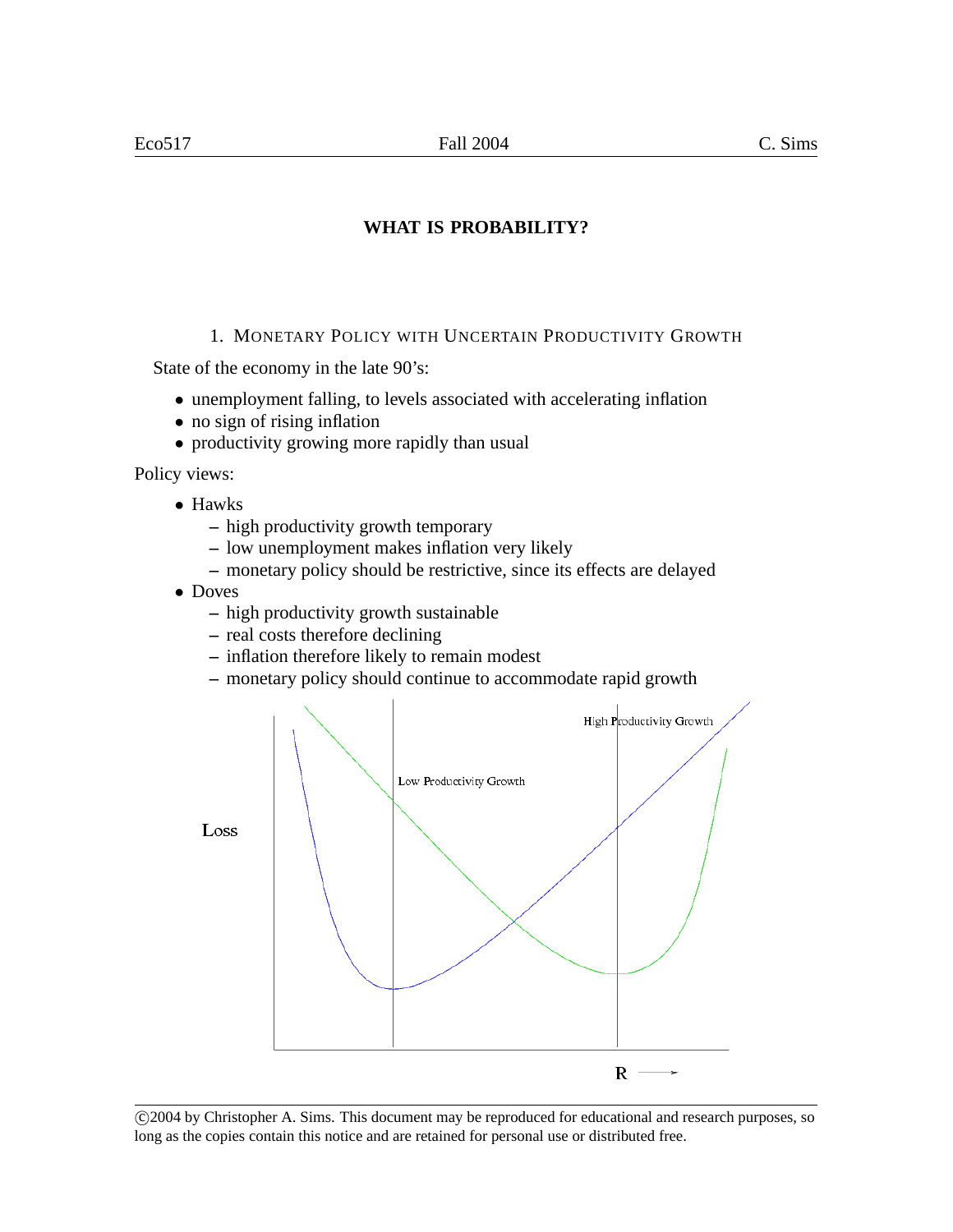# WHAT IS PROBABILITY?

## 1. Monetary Policy with Uncertain Productivity Growth

State of the economy in the late 90's:

- unemployment falling, to levels associated with accelerating inflation
- no sign of rising inflation
- productivity growing more rapidly than usual

Policy views:

- Hawks
  - high productivity growth temporary
  - low unemployment makes inflation very likely
  - monetary policy should be restrictive, since its effects are delayed
- Doves
  - high productivity growth sustainable
  - real costs therefore declining
  - inflation therefore likely to remain modest
  - monetary policy should continue to accommodate rapid growth

©2004 by Christopher A. Sims. This document may be reproduced for educational and research purposes, so long as the copies contain this notice and are retained for personal use or distributed free.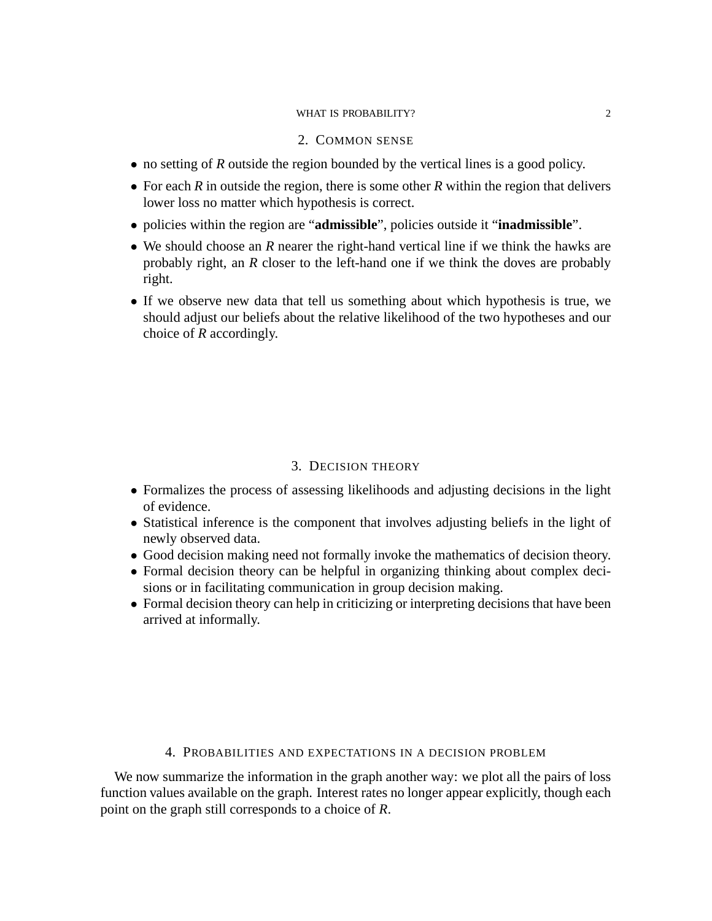## 2. Common sense

- no setting of $R$ outside the region bounded by the vertical lines is a good policy.
- For each $R$ in outside the region, there is some other $R$ within the region that delivers lower loss no matter which hypothesis is correct.
- policies within the region are "**admissible**", policies outside it "**inadmissible**".
- We should choose an $R$ nearer the right-hand vertical line if we think the hawks are probably right, an $R$ closer to the left-hand one if we think the doves are probably right.
- If we observe new data that tell us something about which hypothesis is true, we should adjust our beliefs about the relative likelihood of the two hypotheses and our choice of $R$ accordingly.

## 3. Decision theory

- Formalizes the process of assessing likelihoods and adjusting decisions in the light of evidence.
- Statistical inference is the component that involves adjusting beliefs in the light of newly observed data.
- Good decision making need not formally invoke the mathematics of decision theory.
- Formal decision theory can be helpful in organizing thinking about complex decisions or in facilitating communication in group decision making.
- Formal decision theory can help in criticizing or interpreting decisions that have been arrived at informally.

## 4. Probabilities and expectations in a decision problem

We now summarize the information in the graph another way: we plot all the pairs of loss function values available on the graph. Interest rates no longer appear explicitly, though each point on the graph still corresponds to a choice of $R$.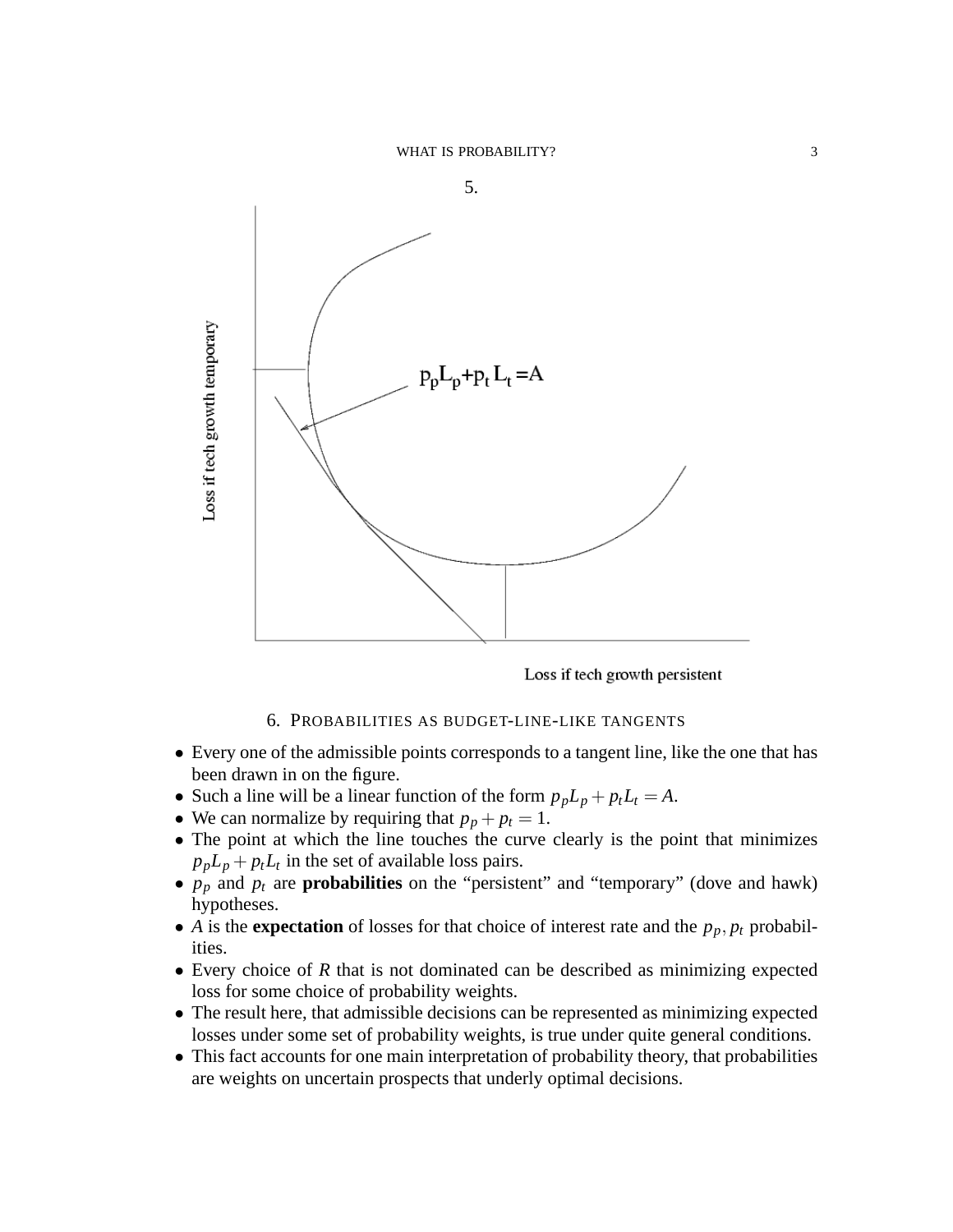5.

## 6. PROBABILITIES AS BUDGET-LINE-LIKE TANGENTS

- Every one of the admissible points corresponds to a tangent line, like the one that has been drawn in on the figure.
- Such a line will be a linear function of the form $p_p L_p + p_t L_t = A$.
- We can normalize by requiring that $p_p + p_t = 1$.
- The point at which the line touches the curve clearly is the point that minimizes $p_p L_p + p_t L_t$ in the set of available loss pairs.
- $p_p$ and $p_t$ are **probabilities** on the "persistent" and "temporary" (dove and hawk) hypotheses.
- $A$ is the **expectation** of losses for that choice of interest rate and the $p_p, p_t$ probabilities.
- Every choice of $R$ that is not dominated can be described as minimizing expected loss for some choice of probability weights.
- The result here, that admissible decisions can be represented as minimizing expected losses under some set of probability weights, is true under quite general conditions.
- This fact accounts for one main interpretation of probability theory, that probabilities are weights on uncertain prospects that underly optimal decisions.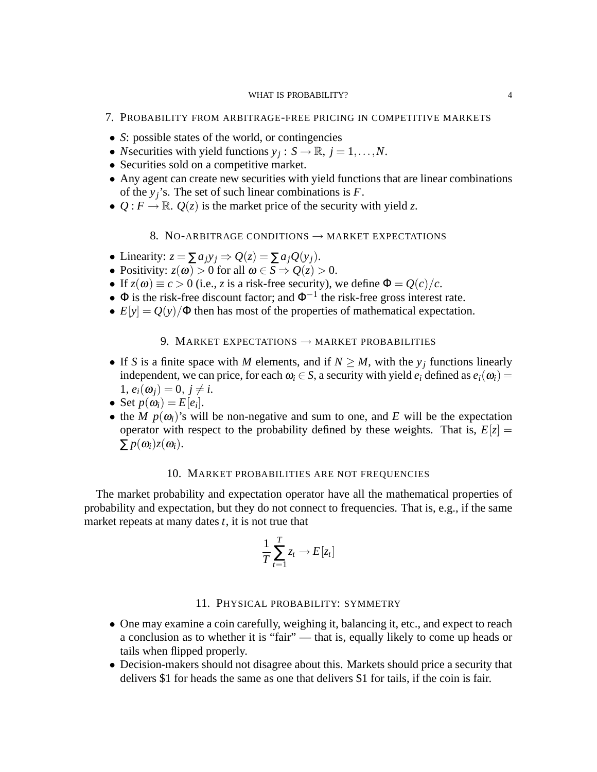## 7. Probability from arbitrage-free pricing in competitive markets

- $S$: possible states of the world, or contingencies
- $N$securities with yield functions $y_j : S \to \mathbb{R}$, $j = 1, \ldots, N$.
- Securities sold on a competitive market.
- Any agent can create new securities with yield functions that are linear combinations of the $y_j$'s. The set of such linear combinations is $F$.
- $Q : F \to \mathbb{R}$. $Q(z)$ is the market price of the security with yield $z$.

## 8. No-arbitrage conditions → market expectations

- Linearity: $z = \sum a_j y_j \Rightarrow Q(z) = \sum a_j Q(y_j)$.
- Positivity: $z(\omega) > 0$ for all $\omega \in S \Rightarrow Q(z) > 0$.
- If $z(\omega) \equiv c > 0$ (i.e., $z$ is a risk-free security), we define $\Phi = Q(c)/c$.
- $\Phi$ is the risk-free discount factor; and $\Phi^{-1}$ the risk-free gross interest rate.
- $E[y] = Q(y)/\Phi$ then has most of the properties of mathematical expectation.

## 9. Market expectations → market probabilities

- If $S$ is a finite space with $M$ elements, and if $N \geq M$, with the $y_j$ functions linearly independent, we can price, for each $\omega_i \in S$, a security with yield $e_i$ defined as $e_i(\omega_i) = 1$, $e_i(\omega_j) = 0$, $j \neq i$.
- Set $p(\omega_i) = E[e_i]$.
- the $M$ $p(\omega_i)$'s will be non-negative and sum to one, and $E$ will be the expectation operator with respect to the probability defined by these weights. That is, $E[z] = \sum p(\omega_i) z(\omega_i)$.

## 10. Market probabilities are not frequencies

The market probability and expectation operator have all the mathematical properties of probability and expectation, but they do not connect to frequencies. That is, e.g., if the same market repeats at many dates $t$, it is not true that

$$\frac{1}{T} \sum_{t=1}^{T} z_t \to E[z_t]$$

## 11. Physical probability: symmetry

- One may examine a coin carefully, weighing it, balancing it, etc., and expect to reach a conclusion as to whether it is "fair" — that is, equally likely to come up heads or tails when flipped properly.
- Decision-makers should not disagree about this. Markets should price a security that delivers \$1 for heads the same as one that delivers \$1 for tails, if the coin is fair.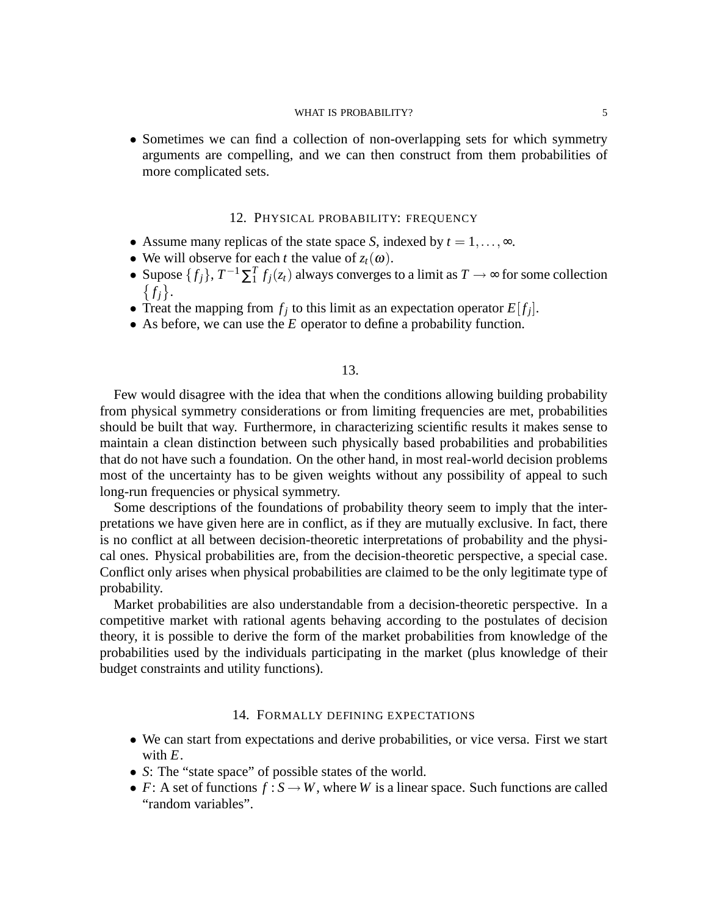- Sometimes we can find a collection of non-overlapping sets for which symmetry arguments are compelling, and we can then construct from them probabilities of more complicated sets.

## 12. Physical probability: frequency

- Assume many replicas of the state space $S$, indexed by $t = 1, \ldots, \infty$.
- We will observe for each $t$ the value of $z_t(\omega)$.
- Supose $\{f_j\}$, $T^{-1}\sum_1^T f_j(z_t)$ always converges to a limit as $T \to \infty$ for some collection $\{f_j\}$.
- Treat the mapping from $f_j$ to this limit as an expectation operator $E[f_j]$.
- As before, we can use the $E$ operator to define a probability function.

## 13.

Few would disagree with the idea that when the conditions allowing building probability from physical symmetry considerations or from limiting frequencies are met, probabilities should be built that way. Furthermore, in characterizing scientific results it makes sense to maintain a clean distinction between such physically based probabilities and probabilities that do not have such a foundation. On the other hand, in most real-world decision problems most of the uncertainty has to be given weights without any possibility of appeal to such long-run frequencies or physical symmetry.

Some descriptions of the foundations of probability theory seem to imply that the interpretations we have given here are in conflict, as if they are mutually exclusive. In fact, there is no conflict at all between decision-theoretic interpretations of probability and the physical ones. Physical probabilities are, from the decision-theoretic perspective, a special case. Conflict only arises when physical probabilities are claimed to be the only legitimate type of probability.

Market probabilities are also understandable from a decision-theoretic perspective. In a competitive market with rational agents behaving according to the postulates of decision theory, it is possible to derive the form of the market probabilities from knowledge of the probabilities used by the individuals participating in the market (plus knowledge of their budget constraints and utility functions).

## 14. Formally defining expectations

- We can start from expectations and derive probabilities, or vice versa. First we start with $E$.
- $S$: The "state space" of possible states of the world.
- $F$: A set of functions $f : S \to W$, where $W$ is a linear space. Such functions are called "random variables".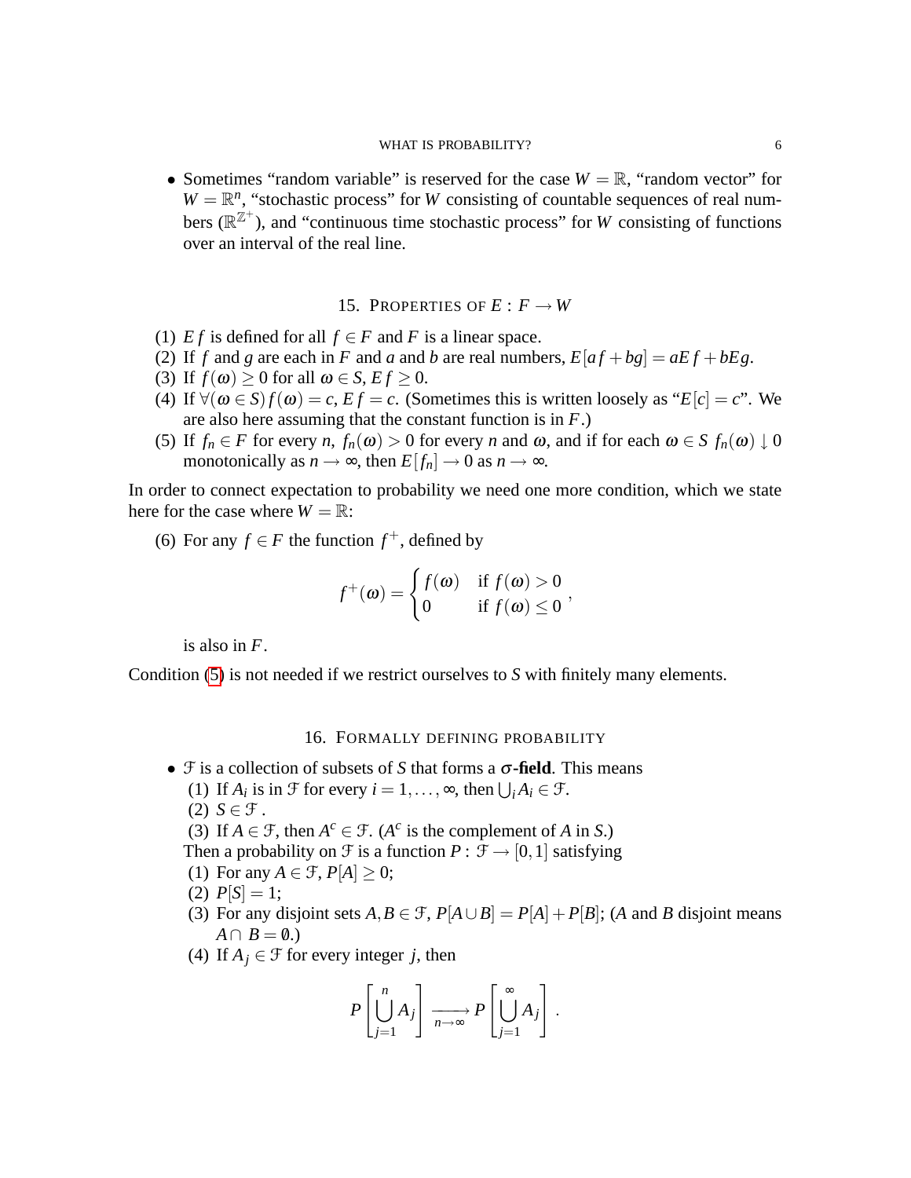- Sometimes "random variable" is reserved for the case $W = \mathbb{R}$, "random vector" for $W = \mathbb{R}^n$, "stochastic process" for $W$ consisting of countable sequences of real numbers ($\mathbb{R}^{\mathbb{Z}^+}$), and "continuous time stochastic process" for $W$ consisting of functions over an interval of the real line.

## 15. Properties of $E : F \to W$

(1) $Ef$ is defined for all $f \in F$ and $F$ is a linear space.
(2) If $f$ and $g$ are each in $F$ and $a$ and $b$ are real numbers, $E[af + bg] = aEf + bEg$.
(3) If $f(\omega) \geq 0$ for all $\omega \in S$, $Ef \geq 0$.
(4) If $\forall(\omega \in S) f(\omega) = c$, $Ef = c$. (Sometimes this is written loosely as "$E[c] = c$". We are also here assuming that the constant function is in $F$.)
(5) If $f_n \in F$ for every $n$, $f_n(\omega) > 0$ for every $n$ and $\omega$, and if for each $\omega \in S$ $f_n(\omega) \downarrow 0$ monotonically as $n \to \infty$, then $E[f_n] \to 0$ as $n \to \infty$.

In order to connect expectation to probability we need one more condition, which we state here for the case where $W = \mathbb{R}$:

(6) For any $f \in F$ the function $f^+$, defined by

$$f^+(\omega) = \begin{cases} f(\omega) & \text{if } f(\omega) > 0 \\ 0 & \text{if } f(\omega) \leq 0 \end{cases},$$

is also in $F$.

Condition (5) is not needed if we restrict ourselves to $S$ with finitely many elements.

## 16. Formally defining probability

- $\mathcal{F}$ is a collection of subsets of $S$ that forms a **$\sigma$-field**. This means
  (1) If $A_i$ is in $\mathcal{F}$ for every $i = 1, \ldots, \infty$, then $\bigcup_i A_i \in \mathcal{F}$.
  (2) $S \in \mathcal{F}$ .
  (3) If $A \in \mathcal{F}$, then $A^c \in \mathcal{F}$. ($A^c$ is the complement of $A$ in $S$.)
  
  Then a probability on $\mathcal{F}$ is a function $P : \mathcal{F} \to [0,1]$ satisfying
  (1) For any $A \in \mathcal{F}$, $P[A] \geq 0$;
  (2) $P[S] = 1$;
  (3) For any disjoint sets $A, B \in \mathcal{F}$, $P[A \cup B] = P[A] + P[B]$; ($A$ and $B$ disjoint means $A \cap B = \emptyset$.)
  (4) If $A_j \in \mathcal{F}$ for every integer $j$, then

$$P\left[\bigcup_{j=1}^{n} A_j\right] \xrightarrow[n \to \infty]{} P\left[\bigcup_{j=1}^{\infty} A_j\right].$$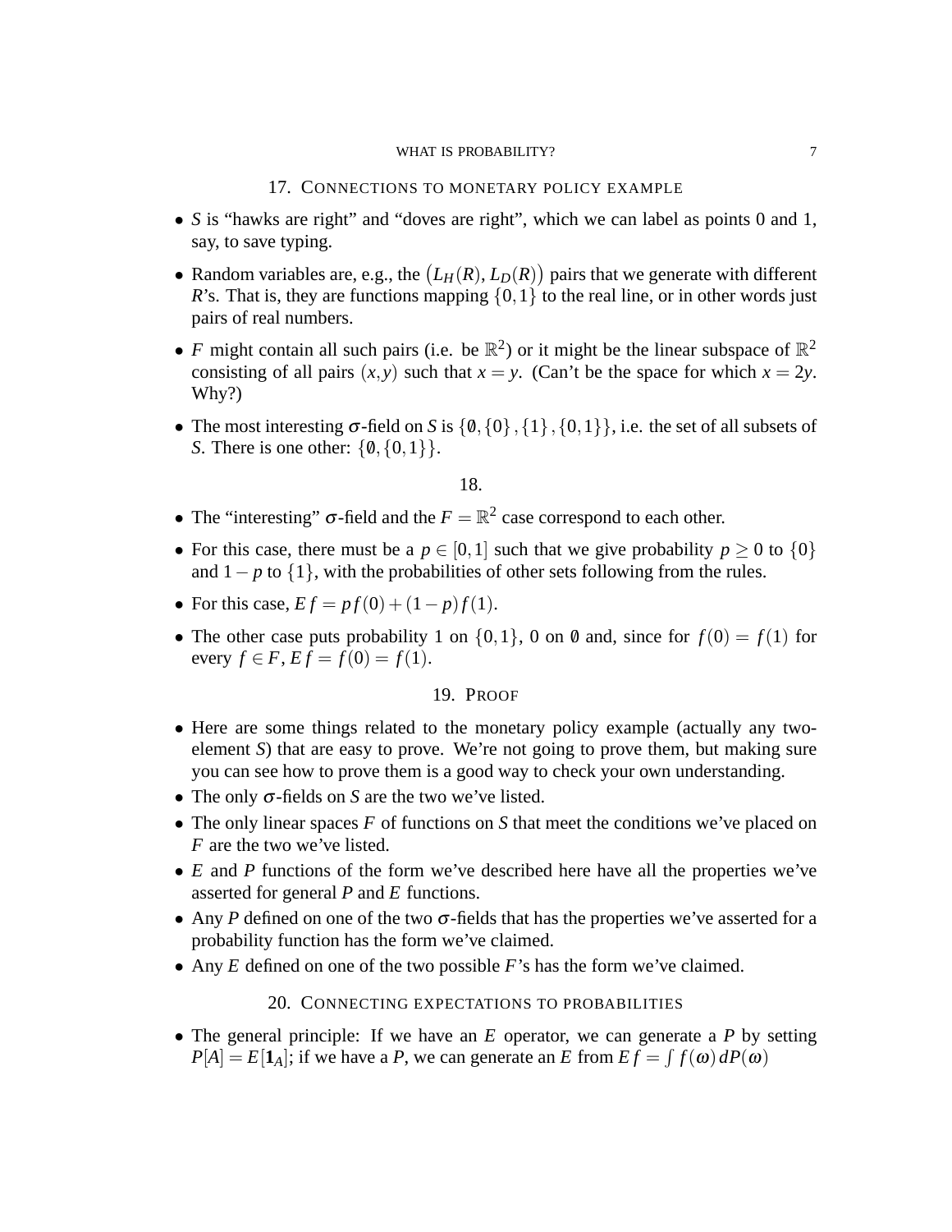## 17. Connections to monetary policy example

- $S$ is "hawks are right" and "doves are right", which we can label as points 0 and 1, say, to save typing.
- Random variables are, e.g., the $\big(L_H(R), L_D(R)\big)$ pairs that we generate with different $R$'s. That is, they are functions mapping $\{0,1\}$ to the real line, or in other words just pairs of real numbers.
- $F$ might contain all such pairs (i.e. be $\mathbb{R}^2$) or it might be the linear subspace of $\mathbb{R}^2$ consisting of all pairs $(x,y)$ such that $x = y$. (Can't be the space for which $x = 2y$. Why?)
- The most interesting $\sigma$-field on $S$ is $\{\emptyset, \{0\}, \{1\}, \{0,1\}\}$, i.e. the set of all subsets of $S$. There is one other: $\{\emptyset, \{0,1\}\}$.

## 18.

- The "interesting" $\sigma$-field and the $F = \mathbb{R}^2$ case correspond to each other.
- For this case, there must be a $p \in [0,1]$ such that we give probability $p \geq 0$ to $\{0\}$ and $1-p$ to $\{1\}$, with the probabilities of other sets following from the rules.
- For this case, $Ef = pf(0) + (1-p)f(1)$.
- The other case puts probability 1 on $\{0,1\}$, 0 on $\emptyset$ and, since for $f(0) = f(1)$ for every $f \in F$, $Ef = f(0) = f(1)$.

## 19. Proof

- Here are some things related to the monetary policy example (actually any two-element $S$) that are easy to prove. We're not going to prove them, but making sure you can see how to prove them is a good way to check your own understanding.
- The only $\sigma$-fields on $S$ are the two we've listed.
- The only linear spaces $F$ of functions on $S$ that meet the conditions we've placed on $F$ are the two we've listed.
- $E$ and $P$ functions of the form we've described here have all the properties we've asserted for general $P$ and $E$ functions.
- Any $P$ defined on one of the two $\sigma$-fields that has the properties we've asserted for a probability function has the form we've claimed.
- Any $E$ defined on one of the two possible $F$'s has the form we've claimed.

## 20. Connecting expectations to probabilities

- The general principle: If we have an $E$ operator, we can generate a $P$ by setting $P[A] = E[\mathbf{1}_A]$; if we have a $P$, we can generate an $E$ from $Ef = \int f(\omega)\,dP(\omega)$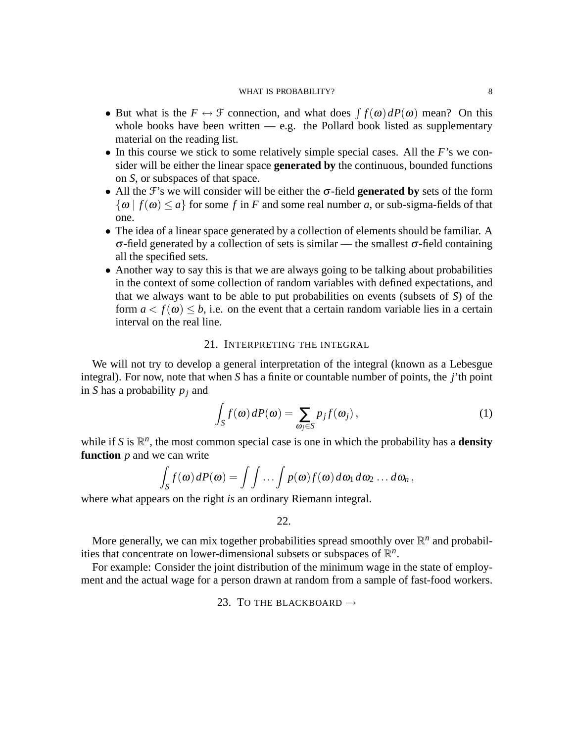- But what is the $F \leftrightarrow \mathcal{F}$ connection, and what does $\int f(\omega)\,dP(\omega)$ mean? On this whole books have been written — e.g. the Pollard book listed as supplementary material on the reading list.
- In this course we stick to some relatively simple special cases. All the $F$'s we consider will be either the linear space **generated by** the continuous, bounded functions on $S$, or subspaces of that space.
- All the $\mathcal{F}$'s we will consider will be either the $\sigma$-field **generated by** sets of the form $\{\omega \mid f(\omega) \leq a\}$ for some $f$ in $F$ and some real number $a$, or sub-sigma-fields of that one.
- The idea of a linear space generated by a collection of elements should be familiar. A $\sigma$-field generated by a collection of sets is similar — the smallest $\sigma$-field containing all the specified sets.
- Another way to say this is that we are always going to be talking about probabilities in the context of some collection of random variables with defined expectations, and that we always want to be able to put probabilities on events (subsets of $S$) of the form $a < f(\omega) \leq b$, i.e. on the event that a certain random variable lies in a certain interval on the real line.

## 21. Interpreting the integral

We will not try to develop a general interpretation of the integral (known as a Lebesgue integral). For now, note that when $S$ has a finite or countable number of points, the $j$'th point in $S$ has a probability $p_j$ and

$$\int_S f(\omega)\,dP(\omega) = \sum_{\omega_j \in S} p_j f(\omega_j)\,, \tag{1}$$

while if $S$ is $\mathbb{R}^n$, the most common special case is one in which the probability has a **density function** $p$ and we can write

$$\int_S f(\omega)\,dP(\omega) = \int \int \ldots \int p(\omega) f(\omega)\,d\omega_1\,d\omega_2 \ldots d\omega_n\,,$$

where what appears on the right *is* an ordinary Riemann integral.

## 22.

More generally, we can mix together probabilities spread smoothly over $\mathbb{R}^n$ and probabilities that concentrate on lower-dimensional subsets or subspaces of $\mathbb{R}^n$.

For example: Consider the joint distribution of the minimum wage in the state of employment and the actual wage for a person drawn at random from a sample of fast-food workers.

## 23. To the blackboard →